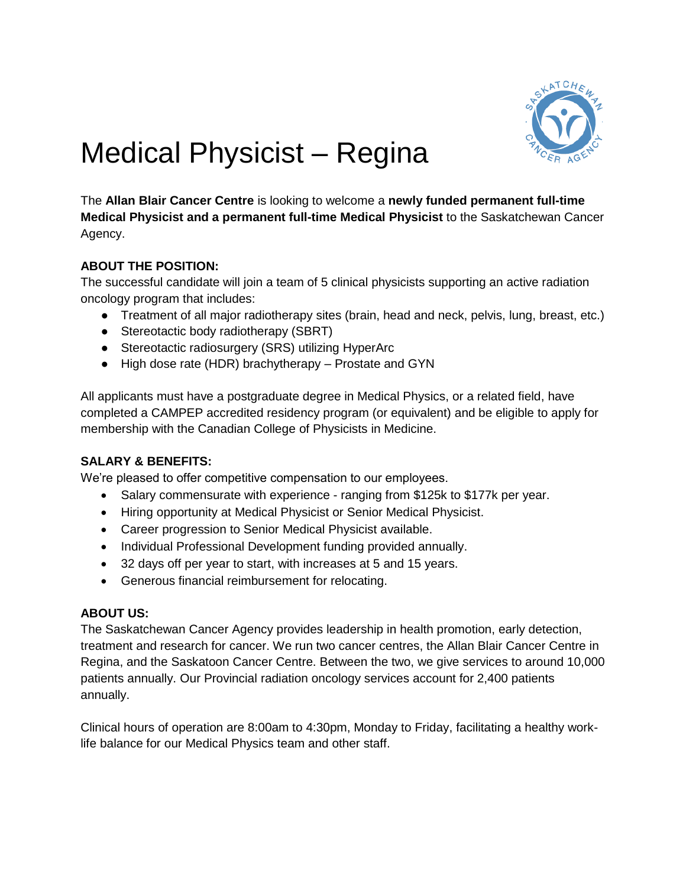# Medical Physicist – Regina

The **Allan Blair Cancer Centre** is looking to welcome a **newly funded permanent full-time Medical Physicist and a permanent full-time Medical Physicist** to the Saskatchewan Cancer Agency.

**ABOUT THE POSITION:**
The successful candidate will join a team of 5 clinical physicists supporting an active radiation oncology program that includes:

- Treatment of all major radiotherapy sites (brain, head and neck, pelvis, lung, breast, etc.)
- Stereotactic body radiotherapy (SBRT)
- Stereotactic radiosurgery (SRS) utilizing HyperArc
- High dose rate (HDR) brachytherapy – Prostate and GYN

All applicants must have a postgraduate degree in Medical Physics, or a related field, have completed a CAMPEP accredited residency program (or equivalent) and be eligible to apply for membership with the Canadian College of Physicists in Medicine.

**SALARY & BENEFITS:**
We're pleased to offer competitive compensation to our employees.

- Salary commensurate with experience - ranging from $125k to $177k per year.
- Hiring opportunity at Medical Physicist or Senior Medical Physicist.
- Career progression to Senior Medical Physicist available.
- Individual Professional Development funding provided annually.
- 32 days off per year to start, with increases at 5 and 15 years.
- Generous financial reimbursement for relocating.

**ABOUT US:**
The Saskatchewan Cancer Agency provides leadership in health promotion, early detection, treatment and research for cancer. We run two cancer centres, the Allan Blair Cancer Centre in Regina, and the Saskatoon Cancer Centre. Between the two, we give services to around 10,000 patients annually. Our Provincial radiation oncology services account for 2,400 patients annually.

Clinical hours of operation are 8:00am to 4:30pm, Monday to Friday, facilitating a healthy work-life balance for our Medical Physics team and other staff.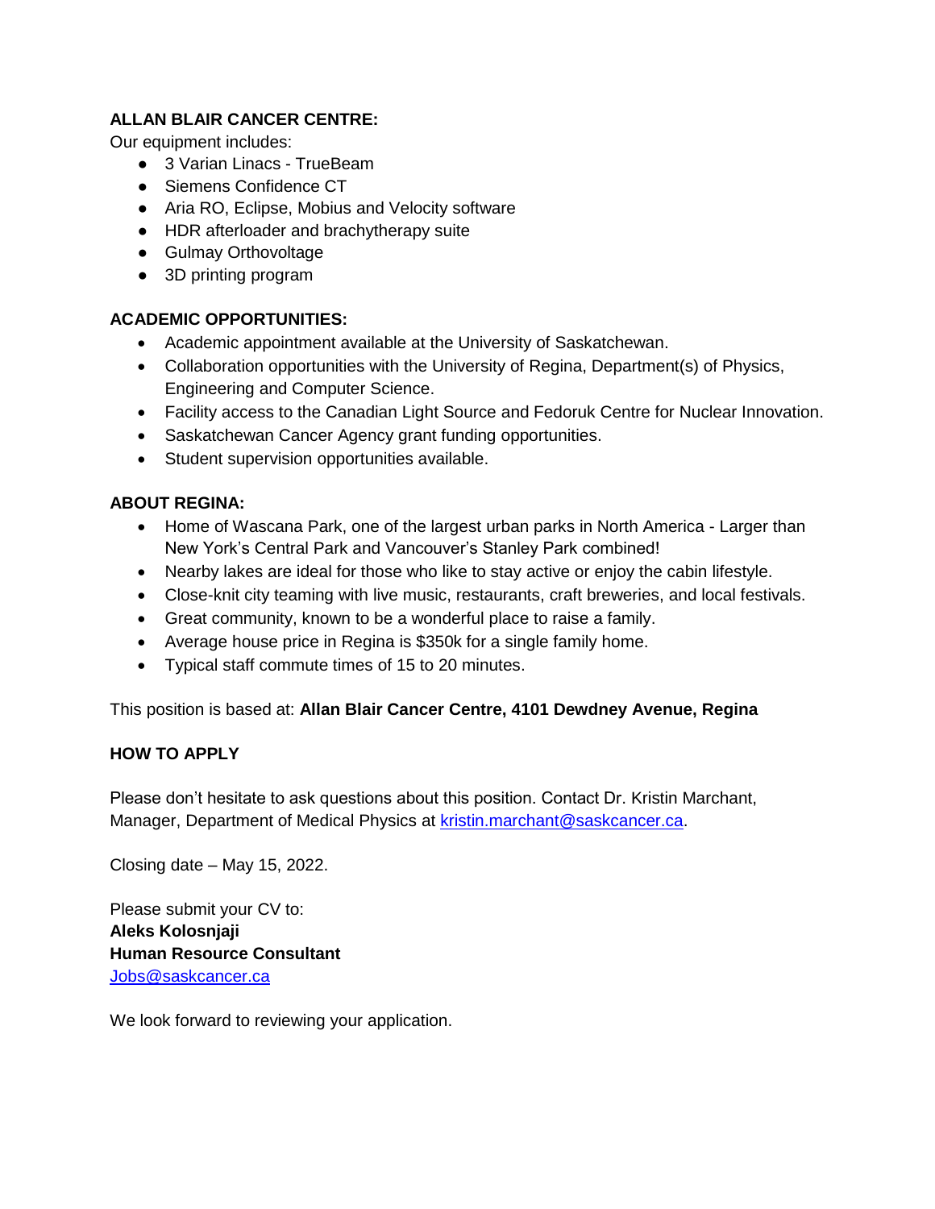**ALLAN BLAIR CANCER CENTRE:**

Our equipment includes:

- 3 Varian Linacs - TrueBeam
- Siemens Confidence CT
- Aria RO, Eclipse, Mobius and Velocity software
- HDR afterloader and brachytherapy suite
- Gulmay Orthovoltage
- 3D printing program

**ACADEMIC OPPORTUNITIES:**

- Academic appointment available at the University of Saskatchewan.
- Collaboration opportunities with the University of Regina, Department(s) of Physics, Engineering and Computer Science.
- Facility access to the Canadian Light Source and Fedoruk Centre for Nuclear Innovation.
- Saskatchewan Cancer Agency grant funding opportunities.
- Student supervision opportunities available.

**ABOUT REGINA:**

- Home of Wascana Park, one of the largest urban parks in North America - Larger than New York's Central Park and Vancouver's Stanley Park combined!
- Nearby lakes are ideal for those who like to stay active or enjoy the cabin lifestyle.
- Close-knit city teaming with live music, restaurants, craft breweries, and local festivals.
- Great community, known to be a wonderful place to raise a family.
- Average house price in Regina is $350k for a single family home.
- Typical staff commute times of 15 to 20 minutes.

This position is based at: **Allan Blair Cancer Centre, 4101 Dewdney Avenue, Regina**

**HOW TO APPLY**

Please don't hesitate to ask questions about this position. Contact Dr. Kristin Marchant, Manager, Department of Medical Physics at kristin.marchant@saskcancer.ca.

Closing date – May 15, 2022.

Please submit your CV to:
**Aleks Kolosnjaji**
**Human Resource Consultant**
Jobs@saskcancer.ca

We look forward to reviewing your application.